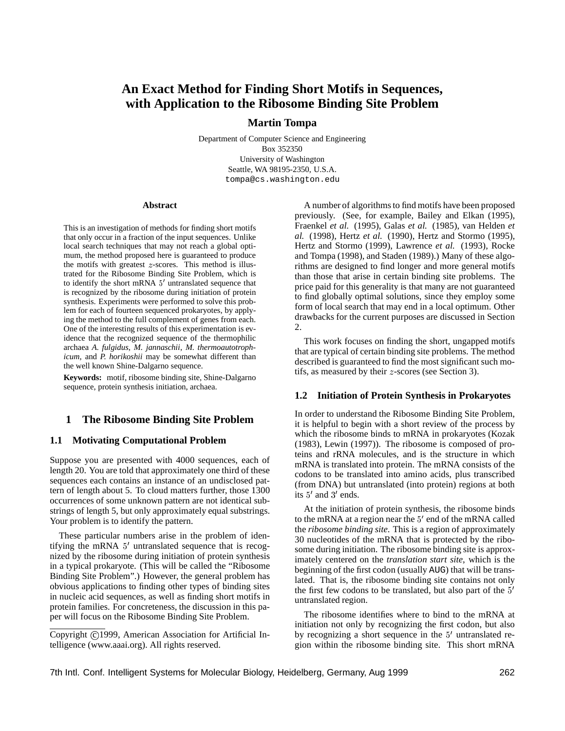# An Exact Method for Finding Short Motifs in Sequences, with Application to the Ribosome Binding Site Problem

**Martin Tompa**

Department of Computer Science and Engineering
Box 352350
University of Washington
Seattle, WA 98195-2350, U.S.A.
tompa@cs.washington.edu

### Abstract

This is an investigation of methods for finding short motifs that only occur in a fraction of the input sequences. Unlike local search techniques that may not reach a global optimum, the method proposed here is guaranteed to produce the motifs with greatest $z$-scores. This method is illustrated for the Ribosome Binding Site Problem, which is to identify the short mRNA $5'$ untranslated sequence that is recognized by the ribosome during initiation of protein synthesis. Experiments were performed to solve this problem for each of fourteen sequenced prokaryotes, by applying the method to the full complement of genes from each. One of the interesting results of this experimentation is evidence that the recognized sequence of the thermophilic archaea *A. fulgidus*, *M. jannaschii*, *M. thermoautotrophicum*, and *P. horikoshii* may be somewhat different than the well known Shine-Dalgarno sequence.

**Keywords:** motif, ribosome binding site, Shine-Dalgarno sequence, protein synthesis initiation, archaea.

## 1 The Ribosome Binding Site Problem

### 1.1 Motivating Computational Problem

Suppose you are presented with 4000 sequences, each of length 20. You are told that approximately one third of these sequences each contains an instance of an undisclosed pattern of length about 5. To cloud matters further, those 1300 occurrences of some unknown pattern are not identical substrings of length 5, but only approximately equal substrings. Your problem is to identify the pattern.

These particular numbers arise in the problem of identifying the mRNA $5'$ untranslated sequence that is recognized by the ribosome during initiation of protein synthesis in a typical prokaryote. (This will be called the "Ribosome Binding Site Problem".) However, the general problem has obvious applications to finding other types of binding sites in nucleic acid sequences, as well as finding short motifs in protein families. For concreteness, the discussion in this paper will focus on the Ribosome Binding Site Problem.

Copyright ©1999, American Association for Artificial Intelligence (www.aaai.org). All rights reserved.

A number of algorithms to find motifs have been proposed previously. (See, for example, Bailey and Elkan (1995), Fraenkel *et al.* (1995), Galas *et al.* (1985), van Helden *et al.* (1998), Hertz *et al.* (1990), Hertz and Stormo (1995), Hertz and Stormo (1999), Lawrence *et al.* (1993), Rocke and Tompa (1998), and Staden (1989).) Many of these algorithms are designed to find longer and more general motifs than those that arise in certain binding site problems. The price paid for this generality is that many are not guaranteed to find globally optimal solutions, since they employ some form of local search that may end in a local optimum. Other drawbacks for the current purposes are discussed in Section 2.

This work focuses on finding the short, ungapped motifs that are typical of certain binding site problems. The method described is guaranteed to find the most significant such motifs, as measured by their $z$-scores (see Section 3).

### 1.2 Initiation of Protein Synthesis in Prokaryotes

In order to understand the Ribosome Binding Site Problem, it is helpful to begin with a short review of the process by which the ribosome binds to mRNA in prokaryotes (Kozak (1983), Lewin (1997)). The ribosome is composed of proteins and rRNA molecules, and is the structure in which mRNA is translated into protein. The mRNA consists of the codons to be translated into amino acids, plus transcribed (from DNA) but untranslated (into protein) regions at both its $5'$ and $3'$ ends.

At the initiation of protein synthesis, the ribosome binds to the mRNA at a region near the $5'$ end of the mRNA called the *ribosome binding site*. This is a region of approximately 30 nucleotides of the mRNA that is protected by the ribosome during initiation. The ribosome binding site is approximately centered on the *translation start site*, which is the beginning of the first codon (usually AUG) that will be translated. That is, the ribosome binding site contains not only the first few codons to be translated, but also part of the $5'$ untranslated region.

The ribosome identifies where to bind to the mRNA at initiation not only by recognizing the first codon, but also by recognizing a short sequence in the $5'$ untranslated region within the ribosome binding site. This short mRNA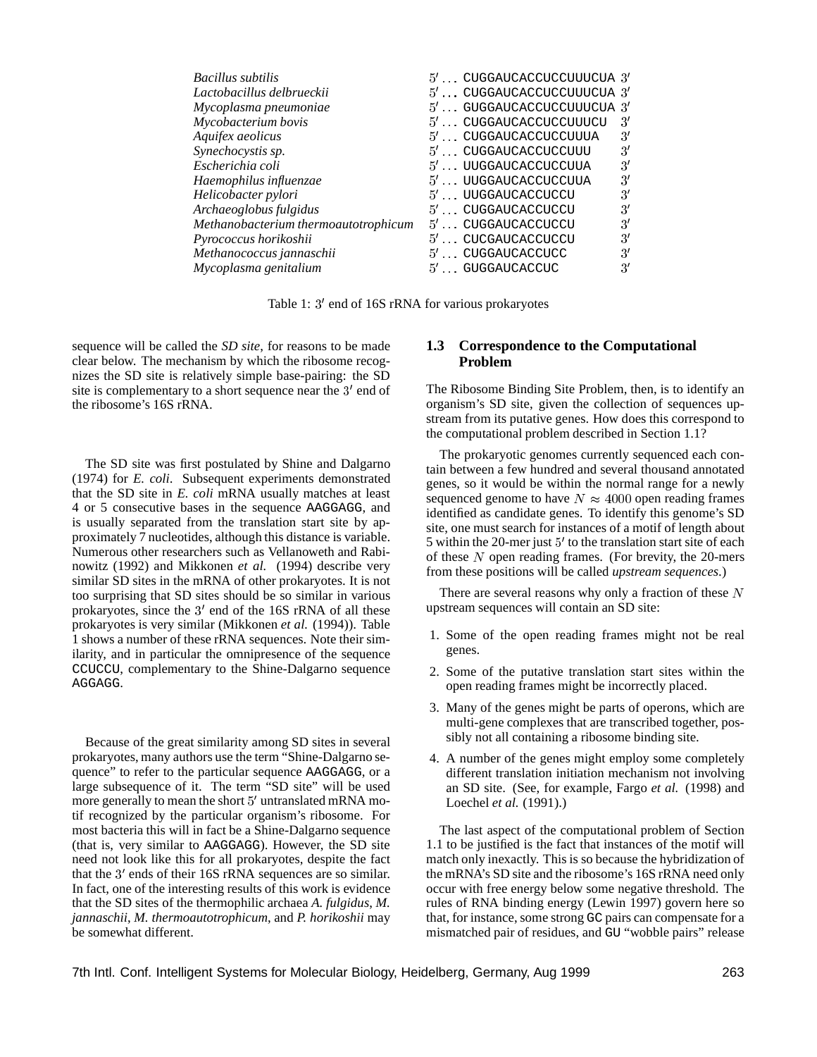| | |
|---|---|
| *Bacillus subtilis* | $5'$ ... CUGGAUCACCUCCUUUCUA $3'$ |
| *Lactobacillus delbrueckii* | $5'$ ... CUGGAUCACCUCCUUUCUA $3'$ |
| *Mycoplasma pneumoniae* | $5'$ ... GUGGAUCACCUCCUUUCUA $3'$ |
| *Mycobacterium bovis* | $5'$ ... CUGGAUCACCUCCUUUCU $3'$ |
| *Aquifex aeolicus* | $5'$ ... CUGGAUCACCUCCUUUA $3'$ |
| *Synechocystis sp.* | $5'$ ... CUGGAUCACCUCCUUU $3'$ |
| *Escherichia coli* | $5'$ ... UUGGAUCACCUCCUUA $3'$ |
| *Haemophilus influenzae* | $5'$ ... UUGGAUCACCUCCUUA $3'$ |
| *Helicobacter pylori* | $5'$ ... UUGGAUCACCUCCU $3'$ |
| *Archaeoglobus fulgidus* | $5'$ ... CUGGAUCACCUCCU $3'$ |
| *Methanobacterium thermoautotrophicum* | $5'$ ... CUGGAUCACCUCCU $3'$ |
| *Pyrococcus horikoshii* | $5'$ ... CUCGAUCACCUCCU $3'$ |
| *Methanococcus jannaschii* | $5'$ ... CUGGAUCACCUCC $3'$ |
| *Mycoplasma genitalium* | $5'$ ... GUGGAUCACCUC $3'$ |

Table 1: $3'$ end of 16S rRNA for various prokaryotes

sequence will be called the *SD site*, for reasons to be made clear below. The mechanism by which the ribosome recognizes the SD site is relatively simple base-pairing: the SD site is complementary to a short sequence near the $3'$ end of the ribosome's 16S rRNA.

The SD site was first postulated by Shine and Dalgarno (1974) for *E. coli*. Subsequent experiments demonstrated that the SD site in *E. coli* mRNA usually matches at least 4 or 5 consecutive bases in the sequence AAGGAGG, and is usually separated from the translation start site by approximately 7 nucleotides, although this distance is variable. Numerous other researchers such as Vellanoweth and Rabinowitz (1992) and Mikkonen *et al.* (1994) describe very similar SD sites in the mRNA of other prokaryotes. It is not too surprising that SD sites should be so similar in various prokaryotes, since the $3'$ end of the 16S rRNA of all these prokaryotes is very similar (Mikkonen *et al.* (1994)). Table 1 shows a number of these rRNA sequences. Note their similarity, and in particular the omnipresence of the sequence CCUCCU, complementary to the Shine-Dalgarno sequence AGGAGG.

Because of the great similarity among SD sites in several prokaryotes, many authors use the term "Shine-Dalgarno sequence" to refer to the particular sequence AAGGAGG, or a large subsequence of it. The term "SD site" will be used more generally to mean the short $5'$ untranslated mRNA motif recognized by the particular organism's ribosome. For most bacteria this will in fact be a Shine-Dalgarno sequence (that is, very similar to AAGGAGG). However, the SD site need not look like this for all prokaryotes, despite the fact that the $3'$ ends of their 16S rRNA sequences are so similar. In fact, one of the interesting results of this work is evidence that the SD sites of the thermophilic archaea *A. fulgidus*, *M. jannaschii*, *M. thermoautotrophicum*, and *P. horikoshii* may be somewhat different.

### 1.3 Correspondence to the Computational Problem

The Ribosome Binding Site Problem, then, is to identify an organism's SD site, given the collection of sequences upstream from its putative genes. How does this correspond to the computational problem described in Section 1.1?

The prokaryotic genomes currently sequenced each contain between a few hundred and several thousand annotated genes, so it would be within the normal range for a newly sequenced genome to have $N \approx 4000$ open reading frames identified as candidate genes. To identify this genome's SD site, one must search for instances of a motif of length about 5 within the 20-mer just $5'$ to the translation start site of each of these $N$ open reading frames. (For brevity, the 20-mers from these positions will be called *upstream sequences*.)

There are several reasons why only a fraction of these $N$ upstream sequences will contain an SD site:

1. Some of the open reading frames might not be real genes.
2. Some of the putative translation start sites within the open reading frames might be incorrectly placed.
3. Many of the genes might be parts of operons, which are multi-gene complexes that are transcribed together, possibly not all containing a ribosome binding site.
4. A number of the genes might employ some completely different translation initiation mechanism not involving an SD site. (See, for example, Fargo *et al.* (1998) and Loechel *et al.* (1991).)

The last aspect of the computational problem of Section 1.1 to be justified is the fact that instances of the motif will match only inexactly. This is so because the hybridization of the mRNA's SD site and the ribosome's 16S rRNA need only occur with free energy below some negative threshold. The rules of RNA binding energy (Lewin 1997) govern here so that, for instance, some strong GC pairs can compensate for a mismatched pair of residues, and GU "wobble pairs" release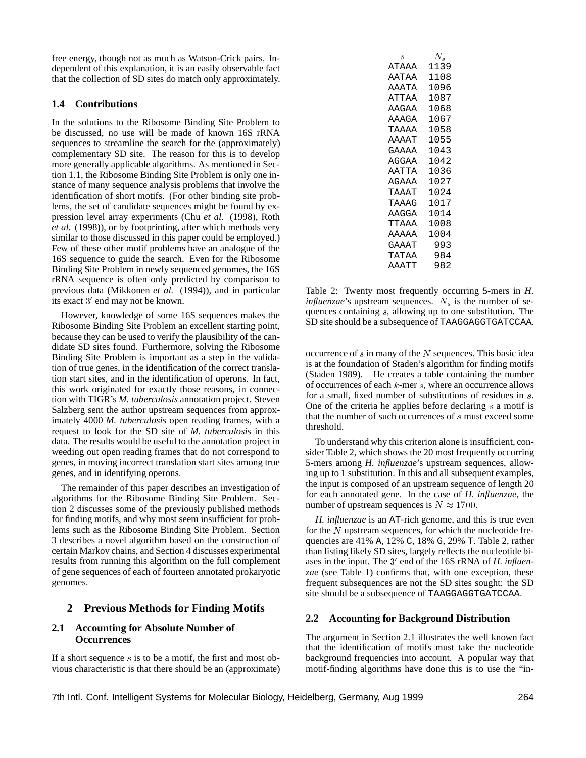free energy, though not as much as Watson-Crick pairs. Independent of this explanation, it is an easily observable fact that the collection of SD sites do match only approximately.

### 1.4 Contributions

In the solutions to the Ribosome Binding Site Problem to be discussed, no use will be made of known 16S rRNA sequences to streamline the search for the (approximately) complementary SD site. The reason for this is to develop more generally applicable algorithms. As mentioned in Section 1.1, the Ribosome Binding Site Problem is only one instance of many sequence analysis problems that involve the identification of short motifs. (For other binding site problems, the set of candidate sequences might be found by expression level array experiments (Chu *et al.* (1998), Roth *et al.* (1998)), or by footprinting, after which methods very similar to those discussed in this paper could be employed.) Few of these other motif problems have an analogue of the 16S sequence to guide the search. Even for the Ribosome Binding Site Problem in newly sequenced genomes, the 16S rRNA sequence is often only predicted by comparison to previous data (Mikkonen *et al.* (1994)), and in particular its exact $3'$ end may not be known.

However, knowledge of some 16S sequences makes the Ribosome Binding Site Problem an excellent starting point, because they can be used to verify the plausibility of the candidate SD sites found. Furthermore, solving the Ribosome Binding Site Problem is important as a step in the validation of true genes, in the identification of the correct translation start sites, and in the identification of operons. In fact, this work originated for exactly those reasons, in connection with TIGR's *M. tuberculosis* annotation project. Steven Salzberg sent the author upstream sequences from approximately 4000 *M. tuberculosis* open reading frames, with a request to look for the SD site of *M. tuberculosis* in this data. The results would be useful to the annotation project in weeding out open reading frames that do not correspond to genes, in moving incorrect translation start sites among true genes, and in identifying operons.

The remainder of this paper describes an investigation of algorithms for the Ribosome Binding Site Problem. Section 2 discusses some of the previously published methods for finding motifs, and why most seem insufficient for problems such as the Ribosome Binding Site Problem. Section 3 describes a novel algorithm based on the construction of certain Markov chains, and Section 4 discusses experimental results from running this algorithm on the full complement of gene sequences of each of fourteen annotated prokaryotic genomes.

## 2 Previous Methods for Finding Motifs

### 2.1 Accounting for Absolute Number of Occurrences

If a short sequence $s$ is to be a motif, the first and most obvious characteristic is that there should be an (approximate) occurrence of $s$ in many of the $N$ sequences. This basic idea is at the foundation of Staden's algorithm for finding motifs (Staden 1989). He creates a table containing the number of occurrences of each $k$-mer $s$, where an occurrence allows for a small, fixed number of substitutions of residues in $s$. One of the criteria he applies before declaring $s$ a motif is that the number of such occurrences of $s$ must exceed some threshold.

| $s$ | $N_s$ |
|---|---|
| ATAAA | 1139 |
| AATAA | 1108 |
| AAATA | 1096 |
| ATTAA | 1087 |
| AAGAA | 1068 |
| AAAGA | 1067 |
| TAAAA | 1058 |
| AAAAT | 1055 |
| GAAAA | 1043 |
| AGGAA | 1042 |
| AATTA | 1036 |
| AGAAA | 1027 |
| TAAAT | 1024 |
| TAAAG | 1017 |
| AAGGA | 1014 |
| TTAAA | 1008 |
| AAAAA | 1004 |
| GAAAT | 993 |
| TATAA | 984 |
| AAATT | 982 |

Table 2: Twenty most frequently occurring 5-mers in *H. influenzae*'s upstream sequences. $N_s$ is the number of sequences containing $s$, allowing up to one substitution. The SD site should be a subsequence of TAAGGAGGTGATCCAA.

To understand why this criterion alone is insufficient, consider Table 2, which shows the 20 most frequently occurring 5-mers among *H. influenzae*'s upstream sequences, allowing up to 1 substitution. In this and all subsequent examples, the input is composed of an upstream sequence of length 20 for each annotated gene. In the case of *H. influenzae*, the number of upstream sequences is $N \approx 1700$.

*H. influenzae* is an AT-rich genome, and this is true even for the $N$ upstream sequences, for which the nucleotide frequencies are 41% A, 12% C, 18% G, 29% T. Table 2, rather than listing likely SD sites, largely reflects the nucleotide biases in the input. The $3'$ end of the 16S rRNA of *H. influenzae* (see Table 1) confirms that, with one exception, these frequent subsequences are not the SD sites sought: the SD site should be a subsequence of TAAGGAGGTGATCCAA.

### 2.2 Accounting for Background Distribution

The argument in Section 2.1 illustrates the well known fact that the identification of motifs must take the nucleotide background frequencies into account. A popular way that motif-finding algorithms have done this is to use the "in-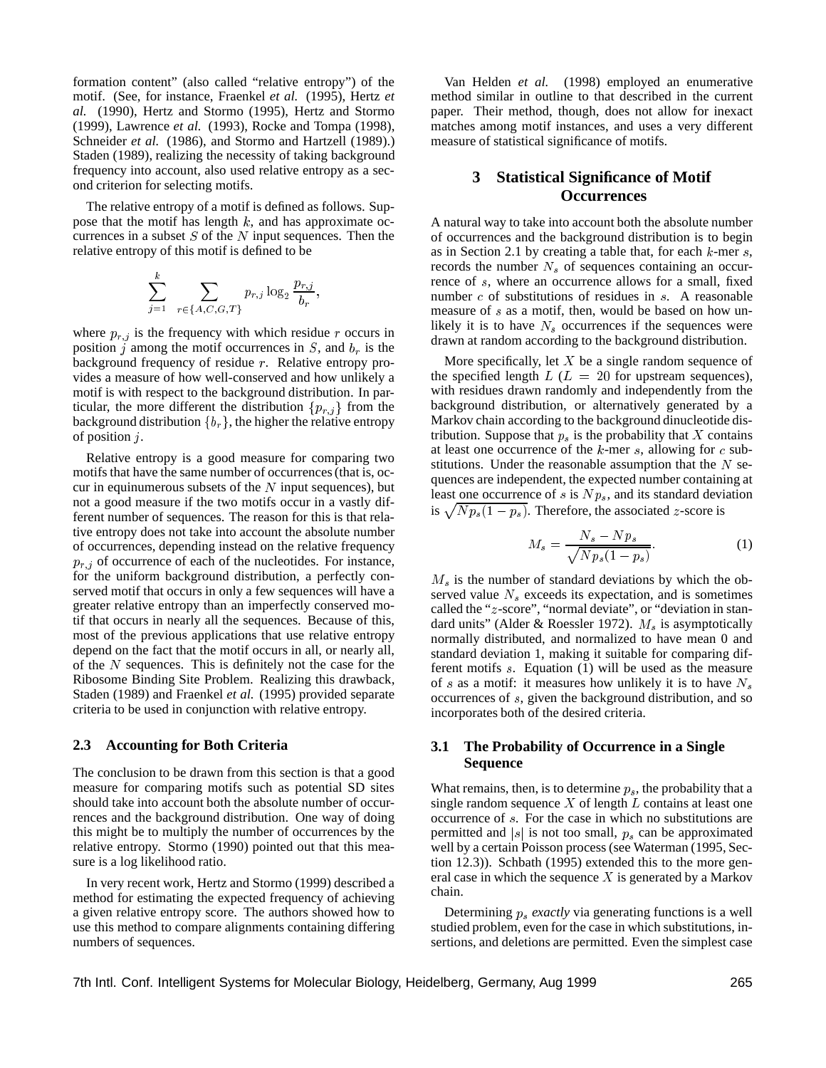formation content" (also called "relative entropy") of the motif. (See, for instance, Fraenkel *et al.* (1995), Hertz *et al.* (1990), Hertz and Stormo (1995), Hertz and Stormo (1999), Lawrence *et al.* (1993), Rocke and Tompa (1998), Schneider *et al.* (1986), and Stormo and Hartzell (1989).) Staden (1989), realizing the necessity of taking background frequency into account, also used relative entropy as a second criterion for selecting motifs.

The relative entropy of a motif is defined as follows. Suppose that the motif has length $k$, and has approximate occurrences in a subset $S$ of the $N$ input sequences. Then the relative entropy of this motif is defined to be

$$\sum_{j=1}^{k} \sum_{r \in \{A,C,G,T\}} p_{r,j} \log_2 \frac{p_{r,j}}{b_r},$$

where $p_{r,j}$ is the frequency with which residue $r$ occurs in position $j$ among the motif occurrences in $S$, and $b_r$ is the background frequency of residue $r$. Relative entropy provides a measure of how well-conserved and how unlikely a motif is with respect to the background distribution. In particular, the more different the distribution $\{p_{r,j}\}$ from the background distribution $\{b_r\}$, the higher the relative entropy of position $j$.

Relative entropy is a good measure for comparing two motifs that have the same number of occurrences (that is, occur in equinumerous subsets of the $N$ input sequences), but not a good measure if the two motifs occur in a vastly different number of sequences. The reason for this is that relative entropy does not take into account the absolute number of occurrences, depending instead on the relative frequency $p_{r,j}$ of occurrence of each of the nucleotides. For instance, for the uniform background distribution, a perfectly conserved motif that occurs in only a few sequences will have a greater relative entropy than an imperfectly conserved motif that occurs in nearly all the sequences. Because of this, most of the previous applications that use relative entropy depend on the fact that the motif occurs in all, or nearly all, of the $N$ sequences. This is definitely not the case for the Ribosome Binding Site Problem. Realizing this drawback, Staden (1989) and Fraenkel *et al.* (1995) provided separate criteria to be used in conjunction with relative entropy.

### 2.3 Accounting for Both Criteria

The conclusion to be drawn from this section is that a good measure for comparing motifs such as potential SD sites should take into account both the absolute number of occurrences and the background distribution. One way of doing this might be to multiply the number of occurrences by the relative entropy. Stormo (1990) pointed out that this measure is a log likelihood ratio.

In very recent work, Hertz and Stormo (1999) described a method for estimating the expected frequency of achieving a given relative entropy score. The authors showed how to use this method to compare alignments containing differing numbers of sequences.

Van Helden *et al.* (1998) employed an enumerative method similar in outline to that described in the current paper. Their method, though, does not allow for inexact matches among motif instances, and uses a very different measure of statistical significance of motifs.

## 3 Statistical Significance of Motif Occurrences

A natural way to take into account both the absolute number of occurrences and the background distribution is to begin as in Section 2.1 by creating a table that, for each $k$-mer $s$, records the number $N_s$ of sequences containing an occurrence of $s$, where an occurrence allows for a small, fixed number $c$ of substitutions of residues in $s$. A reasonable measure of $s$ as a motif, then, would be based on how unlikely it is to have $N_s$ occurrences if the sequences were drawn at random according to the background distribution.

More specifically, let $X$ be a single random sequence of the specified length $L$ ($L = 20$ for upstream sequences), with residues drawn randomly and independently from the background distribution, or alternatively generated by a Markov chain according to the background dinucleotide distribution. Suppose that $p_s$ is the probability that $X$ contains at least one occurrence of the $k$-mer $s$, allowing for $c$ substitutions. Under the reasonable assumption that the $N$ sequences are independent, the expected number containing at least one occurrence of $s$ is $Np_s$, and its standard deviation is $\sqrt{Np_s(1-p_s)}$. Therefore, the associated $z$-score is

$$M_s = \frac{N_s - Np_s}{\sqrt{Np_s(1-p_s)}}. \tag{1}$$

$M_s$ is the number of standard deviations by which the observed value $N_s$ exceeds its expectation, and is sometimes called the "$z$-score", "normal deviate", or "deviation in standard units" (Alder & Roessler 1972). $M_s$ is asymptotically normally distributed, and normalized to have mean 0 and standard deviation 1, making it suitable for comparing different motifs $s$. Equation (1) will be used as the measure of $s$ as a motif: it measures how unlikely it is to have $N_s$ occurrences of $s$, given the background distribution, and so incorporates both of the desired criteria.

### 3.1 The Probability of Occurrence in a Single Sequence

What remains, then, is to determine $p_s$, the probability that a single random sequence $X$ of length $L$ contains at least one occurrence of $s$. For the case in which no substitutions are permitted and $|s|$ is not too small, $p_s$ can be approximated well by a certain Poisson process (see Waterman (1995, Section 12.3)). Schbath (1995) extended this to the more general case in which the sequence $X$ is generated by a Markov chain.

Determining $p_s$ *exactly* via generating functions is a well studied problem, even for the case in which substitutions, insertions, and deletions are permitted. Even the simplest case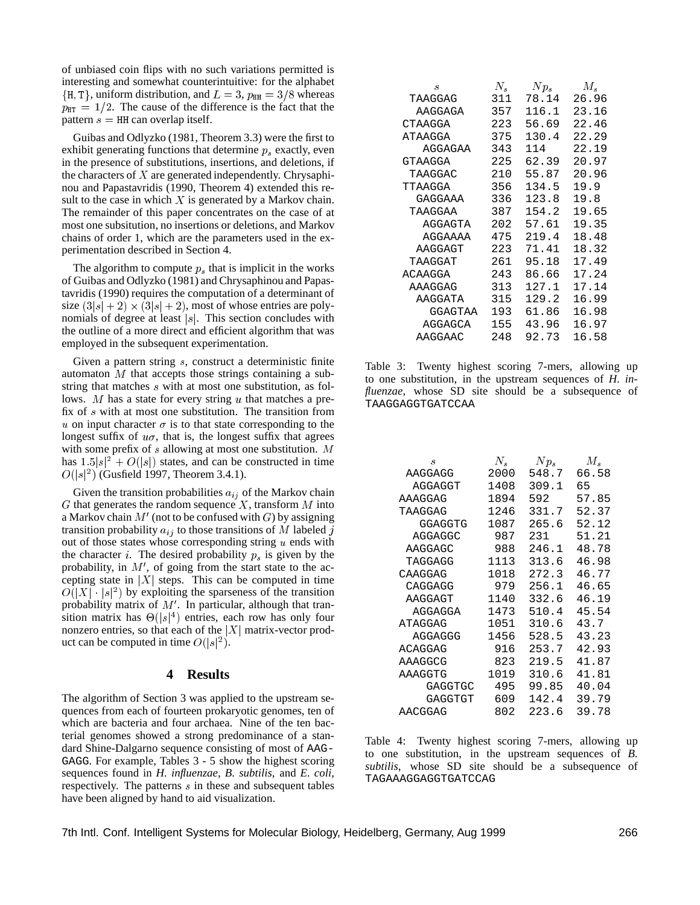of unbiased coin flips with no such variations permitted is interesting and somewhat counterintuitive: for the alphabet $\{\mathtt{H}, \mathtt{T}\}$, uniform distribution, and $L = 3$, $p_{\mathtt{HH}} = 3/8$ whereas $p_{\mathtt{HT}} = 1/2$. The cause of the difference is the fact that the pattern $s = \mathtt{HH}$ can overlap itself.

Guibas and Odlyzko (1981, Theorem 3.3) were the first to exhibit generating functions that determine $p_s$ exactly, even in the presence of substitutions, insertions, and deletions, if the characters of $X$ are generated independently. Chrysaphinou and Papastavridis (1990, Theorem 4) extended this result to the case in which $X$ is generated by a Markov chain. The remainder of this paper concentrates on the case of at most one subsitution, no insertions or deletions, and Markov chains of order 1, which are the parameters used in the experimentation described in Section 4.

The algorithm to compute $p_s$ that is implicit in the works of Guibas and Odlyzko (1981) and Chrysaphinou and Papastavridis (1990) requires the computation of a determinant of size $(3|s|+2) \times (3|s|+2)$, most of whose entries are polynomials of degree at least $|s|$. This section concludes with the outline of a more direct and efficient algorithm that was employed in the subsequent experimentation.

Given a pattern string $s$, construct a deterministic finite automaton $M$ that accepts those strings containing a substring that matches $s$ with at most one substitution, as follows. $M$ has a state for every string $u$ that matches a prefix of $s$ with at most one substitution. The transition from $u$ on input character $\sigma$ is to that state corresponding to the longest suffix of $u\sigma$, that is, the longest suffix that agrees with some prefix of $s$ allowing at most one substitution. $M$ has $1.5|s|^2 + O(|s|)$ states, and can be constructed in time $O(|s|^2)$ (Gusfield 1997, Theorem 3.4.1).

Given the transition probabilities $a_{ij}$ of the Markov chain $G$ that generates the random sequence $X$, transform $M$ into a Markov chain $M'$ (not to be confused with $G$) by assigning transition probability $a_{ij}$ to those transitions of $M$ labeled $j$ out of those states whose corresponding string $u$ ends with the character $i$. The desired probability $p_s$ is given by the probability, in $M'$, of going from the start state to the accepting state in $|X|$ steps. This can be computed in time $O(|X| \cdot |s|^2)$ by exploiting the sparseness of the transition probability matrix of $M'$. In particular, although that transition matrix has $\Theta(|s|^4)$ entries, each row has only four nonzero entries, so that each of the $|X|$ matrix-vector product can be computed in time $O(|s|^2)$.

## 4 Results

The algorithm of Section 3 was applied to the upstream sequences from each of fourteen prokaryotic genomes, ten of which are bacteria and four archaea. Nine of the ten bacterial genomes showed a strong predominance of a standard Shine-Dalgarno sequence consisting of most of AAGGAGG. For example, Tables 3 - 5 show the highest scoring sequences found in *H. influenzae*, *B. subtilis*, and *E. coli*, respectively. The patterns $s$ in these and subsequent tables have been aligned by hand to aid visualization.

| $s$ | $N_s$ | $Np_s$ | $M_s$ |
|---|---|---|---|
| TAAGGAG | 311 | 78.14 | 26.96 |
| AAGGAGA | 357 | 116.1 | 23.16 |
| CTAAGGA | 223 | 56.69 | 22.46 |
| ATAAGGA | 375 | 130.4 | 22.29 |
| AGGAGAA | 343 | 114 | 22.19 |
| GTAAGGA | 225 | 62.39 | 20.97 |
| TAAGGAC | 210 | 55.87 | 20.96 |
| TTAAGGA | 356 | 134.5 | 19.9 |
| GAGGAAA | 336 | 123.8 | 19.8 |
| TAAGGAA | 387 | 154.2 | 19.65 |
| AGGAGTA | 202 | 57.61 | 19.35 |
| AGGAAAA | 475 | 219.4 | 18.48 |
| AAGGAGT | 223 | 71.41 | 18.32 |
| TAAGGAT | 261 | 95.18 | 17.49 |
| ACAAGGA | 243 | 86.66 | 17.24 |
| AAAGGAG | 313 | 127.1 | 17.14 |
| AAGGATA | 315 | 129.2 | 16.99 |
| GGAGTAA | 193 | 61.86 | 16.98 |
| AGGAGCA | 155 | 43.96 | 16.97 |
| AAGGAAC | 248 | 92.73 | 16.58 |

Table 3: Twenty highest scoring 7-mers, allowing up to one substitution, in the upstream sequences of *H. influenzae*, whose SD site should be a subsequence of TAAGGAGGTGATCCAA

| $s$ | $N_s$ | $Np_s$ | $M_s$ |
|---|---|---|---|
| AAGGAGG | 2000 | 548.7 | 66.58 |
| AGGAGGT | 1408 | 309.1 | 65 |
| AAAGGAG | 1894 | 592 | 57.85 |
| TAAGGAG | 1246 | 331.7 | 52.37 |
| GGAGGTG | 1087 | 265.6 | 52.12 |
| AGGAGGC | 987 | 231 | 51.21 |
| AAGGAGC | 988 | 246.1 | 48.78 |
| TAGGAGG | 1113 | 313.6 | 46.98 |
| CAAGGAG | 1018 | 272.3 | 46.77 |
| CAGGAGG | 979 | 256.1 | 46.65 |
| AAGGAGT | 1140 | 332.6 | 46.19 |
| AGGAGGA | 1473 | 510.4 | 45.54 |
| ATAGGAG | 1051 | 310.6 | 43.7 |
| AGGAGGG | 1456 | 528.5 | 43.23 |
| ACAGGAG | 916 | 253.7 | 42.93 |
| AAAGGCG | 823 | 219.5 | 41.87 |
| AAAGGTG | 1019 | 310.6 | 41.81 |
| GAGGTGC | 495 | 99.85 | 40.04 |
| GAGGTGT | 609 | 142.4 | 39.79 |
| AACGGAG | 802 | 223.6 | 39.78 |

Table 4: Twenty highest scoring 7-mers, allowing up to one substitution, in the upstream sequences of *B. subtilis*, whose SD site should be a subsequence of TAGAAAGGAGGTGATCCAG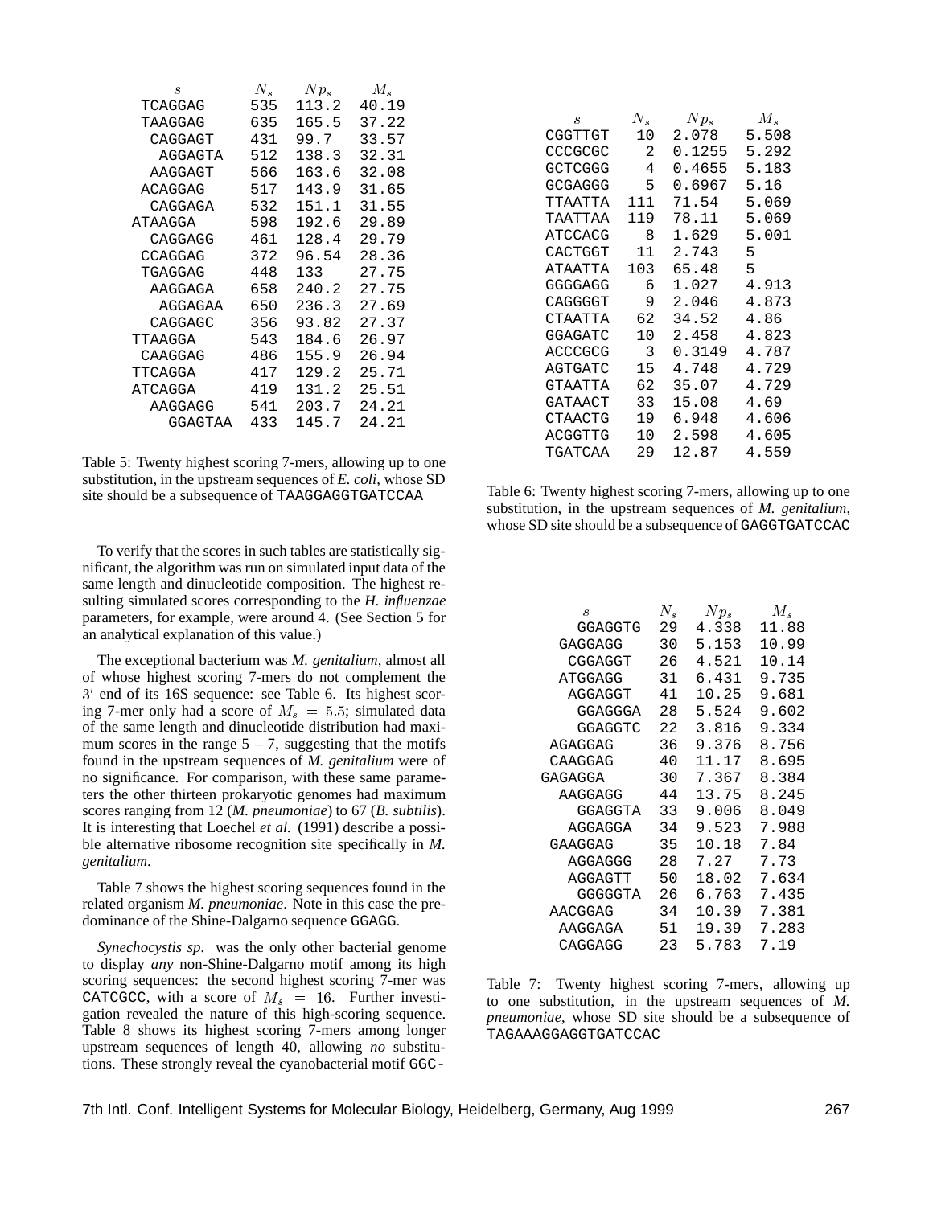| $s$ | $N_s$ | $Np_s$ | $M_s$ |
|---|---|---|---|
| TCAGGAG | 535 | 113.2 | 40.19 |
| TAAGGAG | 635 | 165.5 | 37.22 |
| CAGGAGT | 431 | 99.7 | 33.57 |
| AGGAGTA | 512 | 138.3 | 32.31 |
| AAGGAGT | 566 | 163.6 | 32.08 |
| ACAGGAG | 517 | 143.9 | 31.65 |
| CAGGAGA | 532 | 151.1 | 31.55 |
| ATAAGGA | 598 | 192.6 | 29.89 |
| CAGGAGG | 461 | 128.4 | 29.79 |
| CCAGGAG | 372 | 96.54 | 28.36 |
| TGAGGAG | 448 | 133 | 27.75 |
| AAGGAGA | 658 | 240.2 | 27.75 |
| AGGAGAA | 650 | 236.3 | 27.69 |
| CAGGAGC | 356 | 93.82 | 27.37 |
| TTAAGGA | 543 | 184.6 | 26.97 |
| CAAGGAG | 486 | 155.9 | 26.94 |
| TTCAGGA | 417 | 129.2 | 25.71 |
| ATCAGGA | 419 | 131.2 | 25.51 |
| AAGGAGG | 541 | 203.7 | 24.21 |
| GGAGTAA | 433 | 145.7 | 24.21 |

Table 5: Twenty highest scoring 7-mers, allowing up to one substitution, in the upstream sequences of *E. coli*, whose SD site should be a subsequence of TAAGGAGGTGATCCAA

To verify that the scores in such tables are statistically significant, the algorithm was run on simulated input data of the same length and dinucleotide composition. The highest resulting simulated scores corresponding to the *H. influenzae* parameters, for example, were around 4. (See Section 5 for an analytical explanation of this value.)

The exceptional bacterium was *M. genitalium*, almost all of whose highest scoring 7-mers do not complement the $3'$ end of its 16S sequence: see Table 6. Its highest scoring 7-mer only had a score of $M_s = 5.5$; simulated data of the same length and dinucleotide distribution had maximum scores in the range 5 – 7, suggesting that the motifs found in the upstream sequences of *M. genitalium* were of no significance. For comparison, with these same parameters the other thirteen prokaryotic genomes had maximum scores ranging from 12 (*M. pneumoniae*) to 67 (*B. subtilis*). It is interesting that Loechel *et al.* (1991) describe a possible alternative ribosome recognition site specifically in *M. genitalium*.

Table 7 shows the highest scoring sequences found in the related organism *M. pneumoniae*. Note in this case the predominance of the Shine-Dalgarno sequence GGAGG.

*Synechocystis sp.* was the only other bacterial genome to display *any* non-Shine-Dalgarno motif among its high scoring sequences: the second highest scoring 7-mer was CATCGCC, with a score of $M_s = 16$. Further investigation revealed the nature of this high-scoring sequence. Table 8 shows its highest scoring 7-mers among longer upstream sequences of length 40, allowing *no* substitutions. These strongly reveal the cyanobacterial motif GGC-

| $s$ | $N_s$ | $Np_s$ | $M_s$ |
|---|---|---|---|
| CGGTTGT | 10 | 2.078 | 5.508 |
| CCCGCGC | 2 | 0.1255 | 5.292 |
| GCTCGGG | 4 | 0.4655 | 5.183 |
| GCGAGGG | 5 | 0.6967 | 5.16 |
| TTAATTA | 111 | 71.54 | 5.069 |
| TAATTAA | 119 | 78.11 | 5.069 |
| ATCCACG | 8 | 1.629 | 5.001 |
| CACTGGT | 11 | 2.743 | 5 |
| ATAATTA | 103 | 65.48 | 5 |
| GGGGAGG | 6 | 1.027 | 4.913 |
| CAGGGGT | 9 | 2.046 | 4.873 |
| CTAATTA | 62 | 34.52 | 4.86 |
| GGAGATC | 10 | 2.458 | 4.823 |
| ACCCGCG | 3 | 0.3149 | 4.787 |
| AGTGATC | 15 | 4.748 | 4.729 |
| GTAATTA | 62 | 35.07 | 4.729 |
| GATAACT | 33 | 15.08 | 4.69 |
| CTAACTG | 19 | 6.948 | 4.606 |
| ACGGTTG | 10 | 2.598 | 4.605 |
| TGATCAA | 29 | 12.87 | 4.559 |

Table 6: Twenty highest scoring 7-mers, allowing up to one substitution, in the upstream sequences of *M. genitalium*, whose SD site should be a subsequence of GAGGTGATCCAC

| $s$ | $N_s$ | $Np_s$ | $M_s$ |
|---|---|---|---|
| GGAGGTG | 29 | 4.338 | 11.88 |
| GAGGAGG | 30 | 5.153 | 10.99 |
| CGGAGGT | 26 | 4.521 | 10.14 |
| ATGGAGG | 31 | 6.431 | 9.735 |
| AGGAGGT | 41 | 10.25 | 9.681 |
| GGAGGGA | 28 | 5.524 | 9.602 |
| GGAGGTC | 22 | 3.816 | 9.334 |
| AGAGGAG | 36 | 9.376 | 8.756 |
| CAAGGAG | 40 | 11.17 | 8.695 |
| GAGAGGA | 30 | 7.367 | 8.384 |
| AAGGAGG | 44 | 13.75 | 8.245 |
| GGAGGTA | 33 | 9.006 | 8.049 |
| AGGAGGA | 34 | 9.523 | 7.988 |
| GAAGGAG | 35 | 10.18 | 7.84 |
| AGGAGGG | 28 | 7.27 | 7.73 |
| AGGAGTT | 50 | 18.02 | 7.634 |
| GGGGGTA | 26 | 6.763 | 7.435 |
| AACGGAG | 34 | 10.39 | 7.381 |
| AAGGAGA | 51 | 19.39 | 7.283 |
| CAGGAGG | 23 | 5.783 | 7.19 |

Table 7: Twenty highest scoring 7-mers, allowing up to one substitution, in the upstream sequences of *M. pneumoniae*, whose SD site should be a subsequence of TAGAAAGGAGGTGATCCAC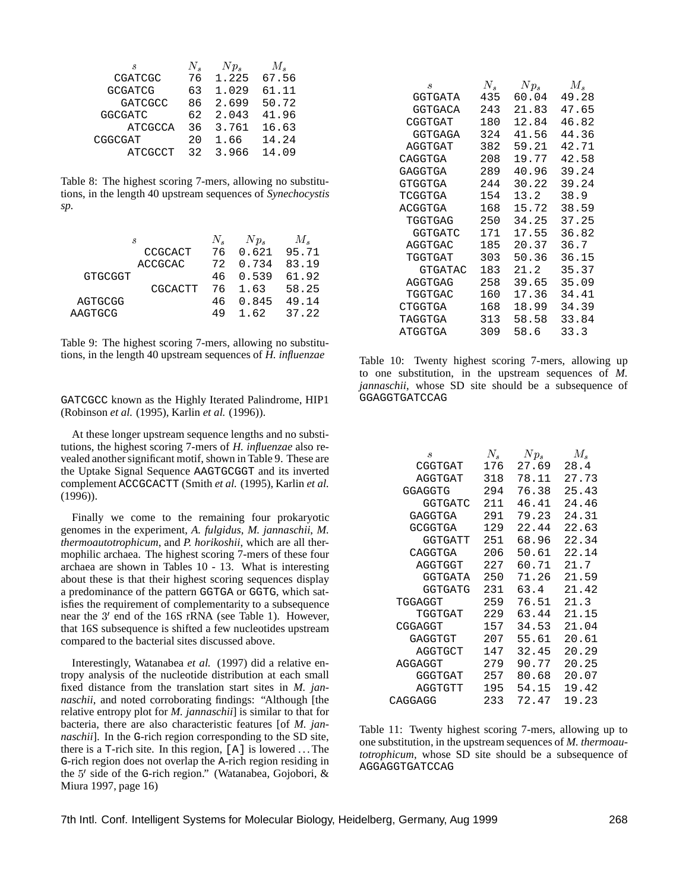| $s$ | $N_s$ | $Np_s$ | $M_s$ |
|---|---|---|---|
| CGATCGC | 76 | 1.225 | 67.56 |
| GCGATCG | 63 | 1.029 | 61.11 |
| GATCGCC | 86 | 2.699 | 50.72 |
| GGCGATC | 62 | 2.043 | 41.96 |
| ATCGCCA | 36 | 3.761 | 16.63 |
| CGGCGAT | 20 | 1.66 | 14.24 |
| ATCGCCT | 32 | 3.966 | 14.09 |

Table 8: The highest scoring 7-mers, allowing no substitutions, in the length 40 upstream sequences of *Synechocystis sp.*

| $s$ | $N_s$ | $Np_s$ | $M_s$ |
|---|---|---|---|
| CCGCACT | 76 | 0.621 | 95.71 |
| ACCGCAC | 72 | 0.734 | 83.19 |
| GTGCGGT | 46 | 0.539 | 61.92 |
| CGCACTT | 76 | 1.63 | 58.25 |
| AGTGCGG | 46 | 0.845 | 49.14 |
| AAGTGCG | 49 | 1.62 | 37.22 |

Table 9: The highest scoring 7-mers, allowing no substitutions, in the length 40 upstream sequences of *H. influenzae*

GATCGCC known as the Highly Iterated Palindrome, HIP1 (Robinson *et al.* (1995), Karlin *et al.* (1996)).

At these longer upstream sequence lengths and no substitutions, the highest scoring 7-mers of *H. influenzae* also revealed another significant motif, shown in Table 9. These are the Uptake Signal Sequence AAGTGCGGT and its inverted complement ACCGCACTT (Smith *et al.* (1995), Karlin *et al.* (1996)).

Finally we come to the remaining four prokaryotic genomes in the experiment, *A. fulgidus*, *M. jannaschii*, *M. thermoautotrophicum*, and *P. horikoshii*, which are all thermophilic archaea. The highest scoring 7-mers of these four archaea are shown in Tables 10 - 13. What is interesting about these is that their highest scoring sequences display a predominance of the pattern GGTGA or GGTG, which satisfies the requirement of complementarity to a subsequence near the $3'$ end of the 16S rRNA (see Table 1). However, that 16S subsequence is shifted a few nucleotides upstream compared to the bacterial sites discussed above.

Interestingly, Watanabea *et al.* (1997) did a relative entropy analysis of the nucleotide distribution at each small fixed distance from the translation start sites in *M. jannaschii*, and noted corroborating findings: "Although [the relative entropy plot for *M. jannaschii*] is similar to that for bacteria, there are also characteristic features [of *M. jannaschii*]. In the G-rich region corresponding to the SD site, there is a T-rich site. In this region, [A] is lowered ... The G-rich region does not overlap the A-rich region residing in the $5'$ side of the G-rich region." (Watanabea, Gojobori, & Miura 1997, page 16)

| $s$ | $N_s$ | $Np_s$ | $M_s$ |
|---|---|---|---|
| GGTGATA | 435 | 60.04 | 49.28 |
| GGTGACA | 243 | 21.83 | 47.65 |
| CGGTGAT | 180 | 12.84 | 46.82 |
| GGTGAGA | 324 | 41.56 | 44.36 |
| AGGTGAT | 382 | 59.21 | 42.71 |
| CAGGTGA | 208 | 19.77 | 42.58 |
| GAGGTGA | 289 | 40.96 | 39.24 |
| GTGGTGA | 244 | 30.22 | 39.24 |
| TCGGTGA | 154 | 13.2 | 38.9 |
| ACGGTGA | 168 | 15.72 | 38.59 |
| TGGTGAG | 250 | 34.25 | 37.25 |
| GGTGATC | 171 | 17.55 | 36.82 |
| AGGTGAC | 185 | 20.37 | 36.7 |
| TGGTGAT | 303 | 50.36 | 36.15 |
| GTGATAC | 183 | 21.2 | 35.37 |
| AGGTGAG | 258 | 39.65 | 35.09 |
| TGGTGAC | 160 | 17.36 | 34.41 |
| CTGGTGA | 168 | 18.99 | 34.39 |
| TAGGTGA | 313 | 58.58 | 33.84 |
| ATGGTGA | 309 | 58.6 | 33.3 |

Table 10: Twenty highest scoring 7-mers, allowing up to one substitution, in the upstream sequences of *M. jannaschii*, whose SD site should be a subsequence of GGAGGTGATCCAG

| $s$ | $N_s$ | $Np_s$ | $M_s$ |
|---|---|---|---|
| CGGTGAT | 176 | 27.69 | 28.4 |
| AGGTGAT | 318 | 78.11 | 27.73 |
| GGAGGTG | 294 | 76.38 | 25.43 |
| GGTGATC | 211 | 46.41 | 24.46 |
| GAGGTGA | 291 | 79.23 | 24.31 |
| GCGGTGA | 129 | 22.44 | 22.63 |
| GGTGATT | 251 | 68.96 | 22.34 |
| CAGGTGA | 206 | 50.61 | 22.14 |
| AGGTGGT | 227 | 60.71 | 21.7 |
| GGTGATA | 250 | 71.26 | 21.59 |
| GGTGATG | 231 | 63.4 | 21.42 |
| TGGAGGT | 259 | 76.51 | 21.3 |
| TGGTGAT | 229 | 63.44 | 21.15 |
| CGGAGGT | 157 | 34.53 | 21.04 |
| GAGGTGT | 207 | 55.61 | 20.61 |
| AGGTGCT | 147 | 32.45 | 20.29 |
| AGGAGGT | 279 | 90.77 | 20.25 |
| GGTGAT | 257 | 80.68 | 20.07 |
| AGGTGTT | 195 | 54.15 | 19.42 |
| CAGGAGG | 233 | 72.47 | 19.23 |

Table 11: Twenty highest scoring 7-mers, allowing up to one substitution, in the upstream sequences of *M. thermoautotrophicum*, whose SD site should be a subsequence of AGGAGGTGATCCAG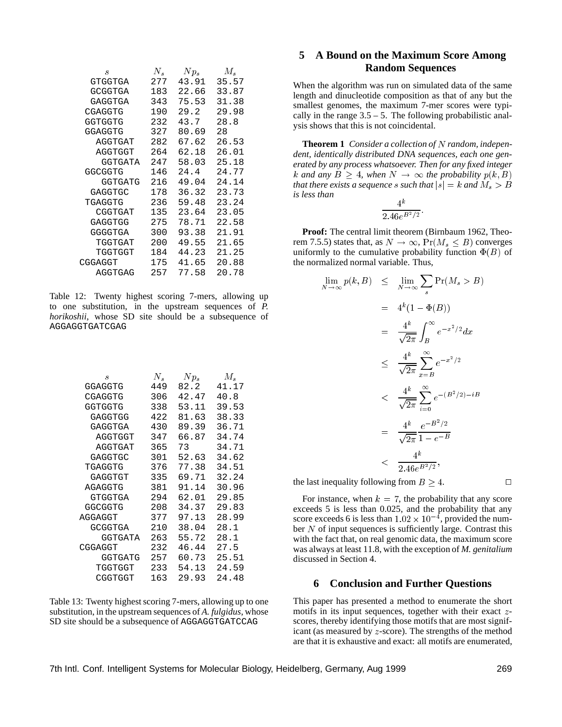| $s$ | $N_s$ | $Np_s$ | $M_s$ |
|---|---|---|---|
| GTGGTGA | 277 | 43.91 | 35.57 |
| GCGGTGA | 183 | 22.66 | 33.87 |
| GAGGTGA | 343 | 75.53 | 31.38 |
| CGAGGTG | 190 | 29.2 | 29.98 |
| GGTGGTG | 232 | 43.7 | 28.8 |
| GGAGGTG | 327 | 80.69 | 28 |
| AGGTGAT | 282 | 67.62 | 26.53 |
| AGGTGGT | 264 | 62.18 | 26.01 |
| GGTGATA | 247 | 58.03 | 25.18 |
| GGCGGTG | 146 | 24.4 | 24.77 |
| GGTGATG | 216 | 49.04 | 24.14 |
| GAGGTGC | 178 | 36.32 | 23.73 |
| TGAGGTG | 236 | 59.48 | 23.24 |
| CGGTGAT | 135 | 23.64 | 23.05 |
| GAGGTGG | 275 | 78.71 | 22.58 |
| GGGGTGA | 300 | 93.38 | 21.91 |
| TGGTGAT | 200 | 49.55 | 21.65 |
| TGGTGGT | 184 | 44.23 | 21.25 |
| CGGAGGT | 175 | 41.65 | 20.88 |
| AGGTGAG | 257 | 77.58 | 20.78 |

Table 12: Twenty highest scoring 7-mers, allowing up to one substitution, in the upstream sequences of *P. horikoshii*, whose SD site should be a subsequence of AGGAGGTGATCGAG

| $s$ | $N_s$ | $Np_s$ | $M_s$ |
|---|---|---|---|
| GGAGGTG | 449 | 82.2 | 41.17 |
| CGAGGTG | 306 | 42.47 | 40.8 |
| GGTGGTG | 338 | 53.11 | 39.53 |
| GAGGTGG | 422 | 81.63 | 38.33 |
| GAGGTGA | 430 | 89.39 | 36.71 |
| AGGTGGT | 347 | 66.87 | 34.74 |
| AGGTGAT | 365 | 73 | 34.71 |
| GAGGTGC | 301 | 52.63 | 34.62 |
| TGAGGTG | 376 | 77.38 | 34.51 |
| GAGGTGT | 335 | 69.71 | 32.24 |
| AGAGGTG | 381 | 91.14 | 30.96 |
| GTGGTGA | 294 | 62.01 | 29.85 |
| GGCGGTG | 208 | 34.37 | 29.83 |
| AGGAGGT | 377 | 97.13 | 28.99 |
| GCGGTGA | 210 | 38.04 | 28.1 |
| GGTGATA | 263 | 55.72 | 28.1 |
| CGGAGGT | 232 | 46.44 | 27.5 |
| GGTGATG | 257 | 60.73 | 25.51 |
| TGGTGGT | 233 | 54.13 | 24.59 |
| CGGTGGT | 163 | 29.93 | 24.48 |

Table 13: Twenty highest scoring 7-mers, allowing up to one substitution, in the upstream sequences of *A. fulgidus*, whose SD site should be a subsequence of AGGAGGTGATCCAG

## 5 A Bound on the Maximum Score Among Random Sequences

When the algorithm was run on simulated data of the same length and dinucleotide composition as that of any but the smallest genomes, the maximum 7-mer scores were typically in the range 3.5 – 5. The following probabilistic analysis shows that this is not coincidental.

**Theorem 1** *Consider a collection of $N$ random, independent, identically distributed DNA sequences, each one generated by any process whatsoever. Then for any fixed integer $k$ and any $B \geq 4$, when $N \to \infty$ the probability $p(k, B)$ that there exists a sequence $s$ such that $|s| = k$ and $M_s > B$ is less than*

$$\frac{4^k}{2.46 e^{B^2/2}}.$$

**Proof:** The central limit theorem (Birnbaum 1962, Theorem 7.5.5) states that, as $N \to \infty$, $\Pr(M_s \leq B)$ converges uniformly to the cumulative probability function $\Phi(B)$ of the normalized normal variable. Thus,

$$\begin{aligned}
\lim_{N\to\infty} p(k,B) &\leq \lim_{N\to\infty} \sum_s \Pr(M_s > B) \\
&= 4^k(1 - \Phi(B)) \\
&= \frac{4^k}{\sqrt{2\pi}} \int_B^\infty e^{-x^2/2} dx \\
&\leq \frac{4^k}{\sqrt{2\pi}} \sum_{x=B}^{\infty} e^{-x^2/2} \\
&< \frac{4^k}{\sqrt{2\pi}} \sum_{i=0}^{\infty} e^{-(B^2/2) - iB} \\
&= \frac{4^k}{\sqrt{2\pi}} \frac{e^{-B^2/2}}{1 - e^{-B}} \\
&< \frac{4^k}{2.46 e^{B^2/2}},
\end{aligned}$$

the last inequality following from $B \geq 4$. □

For instance, when $k = 7$, the probability that any score exceeds 5 is less than 0.025, and the probability that any score exceeds 6 is less than $1.02 \times 10^{-4}$, provided the number $N$ of input sequences is sufficiently large. Contrast this with the fact that, on real genomic data, the maximum score was always at least 11.8, with the exception of *M. genitalium* discussed in Section 4.

## 6 Conclusion and Further Questions

This paper has presented a method to enumerate the short motifs in its input sequences, together with their exact $z$-scores, thereby identifying those motifs that are most significant (as measured by $z$-score). The strengths of the method are that it is exhaustive and exact: all motifs are enumerated,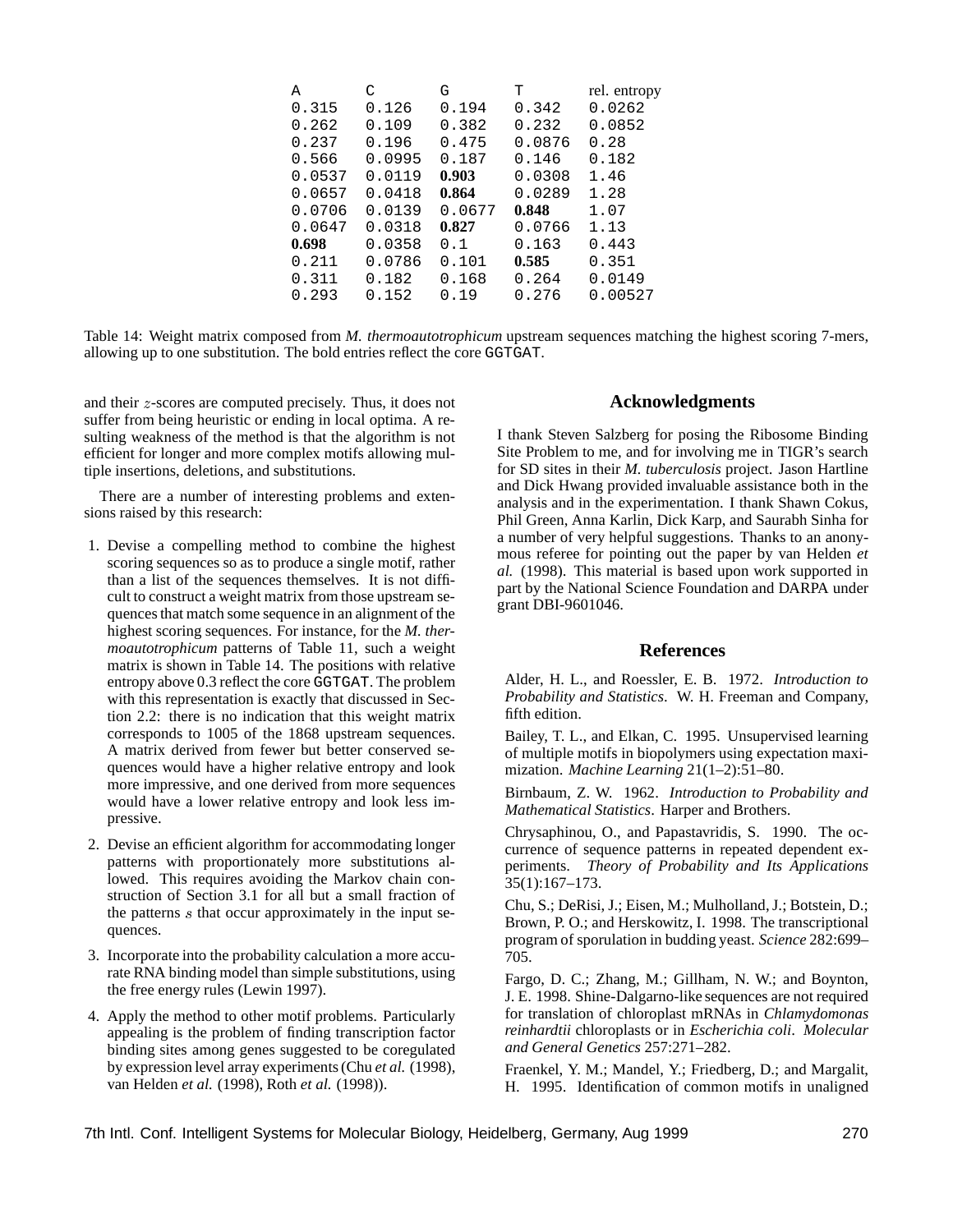| A | C | G | T | rel. entropy |
|---|---|---|---|---|
| 0.315 | 0.126 | 0.194 | 0.342 | 0.0262 |
| 0.262 | 0.109 | 0.382 | 0.232 | 0.0852 |
| 0.237 | 0.196 | 0.475 | 0.0876 | 0.28 |
| 0.566 | 0.0995 | 0.187 | 0.146 | 0.182 |
| 0.0537 | 0.0119 | **0.903** | 0.0308 | 1.46 |
| 0.0657 | 0.0418 | **0.864** | 0.0289 | 1.28 |
| 0.0706 | 0.0139 | 0.0677 | **0.848** | 1.07 |
| 0.0647 | 0.0318 | **0.827** | 0.0766 | 1.13 |
| **0.698** | 0.0358 | 0.1 | 0.163 | 0.443 |
| 0.211 | 0.0786 | 0.101 | **0.585** | 0.351 |
| 0.311 | 0.182 | 0.168 | 0.264 | 0.0149 |
| 0.293 | 0.152 | 0.19 | 0.276 | 0.00527 |

Table 14: Weight matrix composed from *M. thermoautotrophicum* upstream sequences matching the highest scoring 7-mers, allowing up to one substitution. The bold entries reflect the core GGTGAT.

and their $z$-scores are computed precisely. Thus, it does not suffer from being heuristic or ending in local optima. A resulting weakness of the method is that the algorithm is not efficient for longer and more complex motifs allowing multiple insertions, deletions, and substitutions.

There are a number of interesting problems and extensions raised by this research:

1. Devise a compelling method to combine the highest scoring sequences so as to produce a single motif, rather than a list of the sequences themselves. It is not difficult to construct a weight matrix from those upstream sequences that match some sequence in an alignment of the highest scoring sequences. For instance, for the *M. thermoautotrophicum* patterns of Table 11, such a weight matrix is shown in Table 14. The positions with relative entropy above 0.3 reflect the core GGTGAT. The problem with this representation is exactly that discussed in Section 2.2: there is no indication that this weight matrix corresponds to 1005 of the 1868 upstream sequences. A matrix derived from fewer but better conserved sequences would have a higher relative entropy and look more impressive, and one derived from more sequences would have a lower relative entropy and look less impressive.
2. Devise an efficient algorithm for accommodating longer patterns with proportionately more substitutions allowed. This requires avoiding the Markov chain construction of Section 3.1 for all but a small fraction of the patterns $s$ that occur approximately in the input sequences.
3. Incorporate into the probability calculation a more accurate RNA binding model than simple substitutions, using the free energy rules (Lewin 1997).
4. Apply the method to other motif problems. Particularly appealing is the problem of finding transcription factor binding sites among genes suggested to be coregulated by expression level array experiments (Chu *et al.* (1998), van Helden *et al.* (1998), Roth *et al.* (1998)).

## Acknowledgments

I thank Steven Salzberg for posing the Ribosome Binding Site Problem to me, and for involving me in TIGR's search for SD sites in their *M. tuberculosis* project. Jason Hartline and Dick Hwang provided invaluable assistance both in the analysis and in the experimentation. I thank Shawn Cokus, Phil Green, Anna Karlin, Dick Karp, and Saurabh Sinha for a number of very helpful suggestions. Thanks to an anonymous referee for pointing out the paper by van Helden *et al.* (1998). This material is based upon work supported in part by the National Science Foundation and DARPA under grant DBI-9601046.

## References

Alder, H. L., and Roessler, E. B. 1972. *Introduction to Probability and Statistics*. W. H. Freeman and Company, fifth edition.

Bailey, T. L., and Elkan, C. 1995. Unsupervised learning of multiple motifs in biopolymers using expectation maximization. *Machine Learning* 21(1–2):51–80.

Birnbaum, Z. W. 1962. *Introduction to Probability and Mathematical Statistics*. Harper and Brothers.

Chrysaphinou, O., and Papastavridis, S. 1990. The occurrence of sequence patterns in repeated dependent experiments. *Theory of Probability and Its Applications* 35(1):167–173.

Chu, S.; DeRisi, J.; Eisen, M.; Mulholland, J.; Botstein, D.; Brown, P. O.; and Herskowitz, I. 1998. The transcriptional program of sporulation in budding yeast. *Science* 282:699–705.

Fargo, D. C.; Zhang, M.; Gillham, N. W.; and Boynton, J. E. 1998. Shine-Dalgarno-like sequences are not required for translation of chloroplast mRNAs in *Chlamydomonas reinhardtii* chloroplasts or in *Escherichia coli*. *Molecular and General Genetics* 257:271–282.

Fraenkel, Y. M.; Mandel, Y.; Friedberg, D.; and Margalit, H. 1995. Identification of common motifs in unaligned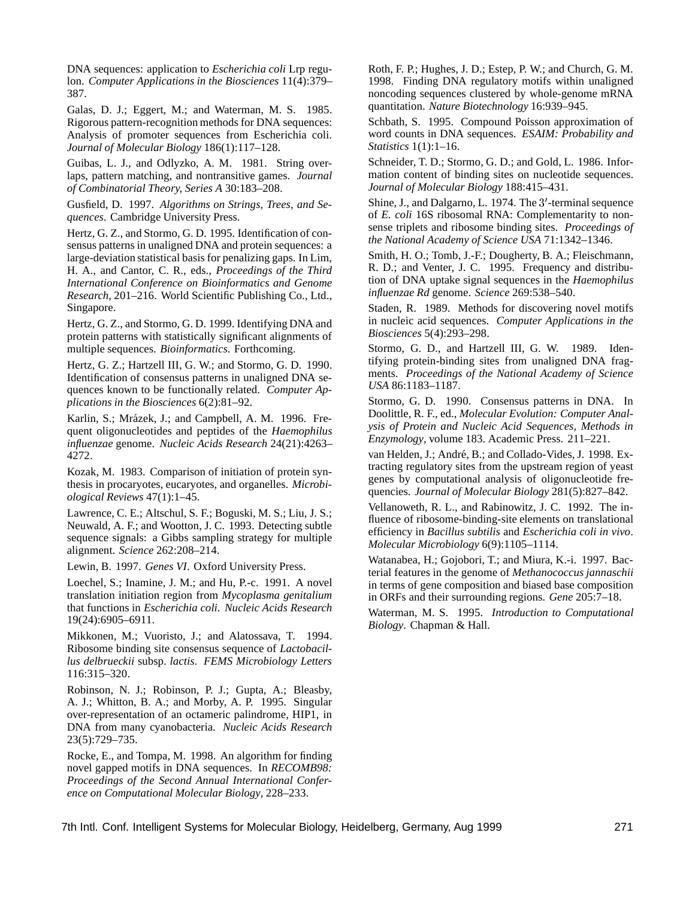DNA sequences: application to *Escherichia coli* Lrp regulon. *Computer Applications in the Biosciences* 11(4):379–387.

Galas, D. J.; Eggert, M.; and Waterman, M. S. 1985. Rigorous pattern-recognition methods for DNA sequences: Analysis of promoter sequences from Escherichia coli. *Journal of Molecular Biology* 186(1):117–128.

Guibas, L. J., and Odlyzko, A. M. 1981. String overlaps, pattern matching, and nontransitive games. *Journal of Combinatorial Theory, Series A* 30:183–208.

Gusfield, D. 1997. *Algorithms on Strings, Trees, and Sequences*. Cambridge University Press.

Hertz, G. Z., and Stormo, G. D. 1995. Identification of consensus patterns in unaligned DNA and protein sequences: a large-deviation statistical basis for penalizing gaps. In Lim, H. A., and Cantor, C. R., eds., *Proceedings of the Third International Conference on Bioinformatics and Genome Research*, 201–216. World Scientific Publishing Co., Ltd., Singapore.

Hertz, G. Z., and Stormo, G. D. 1999. Identifying DNA and protein patterns with statistically significant alignments of multiple sequences. *Bioinformatics*. Forthcoming.

Hertz, G. Z.; Hartzell III, G. W.; and Stormo, G. D. 1990. Identification of consensus patterns in unaligned DNA sequences known to be functionally related. *Computer Applications in the Biosciences* 6(2):81–92.

Karlin, S.; Mrázek, J.; and Campbell, A. M. 1996. Frequent oligonucleotides and peptides of the *Haemophilus influenzae* genome. *Nucleic Acids Research* 24(21):4263–4272.

Kozak, M. 1983. Comparison of initiation of protein synthesis in procaryotes, eucaryotes, and organelles. *Microbiological Reviews* 47(1):1–45.

Lawrence, C. E.; Altschul, S. F.; Boguski, M. S.; Liu, J. S.; Neuwald, A. F.; and Wootton, J. C. 1993. Detecting subtle sequence signals: a Gibbs sampling strategy for multiple alignment. *Science* 262:208–214.

Lewin, B. 1997. *Genes VI*. Oxford University Press.

Loechel, S.; Inamine, J. M.; and Hu, P.-c. 1991. A novel translation initiation region from *Mycoplasma genitalium* that functions in *Escherichia coli*. *Nucleic Acids Research* 19(24):6905–6911.

Mikkonen, M.; Vuoristo, J.; and Alatossava, T. 1994. Ribosome binding site consensus sequence of *Lactobacillus delbrueckii* subsp. *lactis*. *FEMS Microbiology Letters* 116:315–320.

Robinson, N. J.; Robinson, P. J.; Gupta, A.; Bleasby, A. J.; Whitton, B. A.; and Morby, A. P. 1995. Singular over-representation of an octameric palindrome, HIP1, in DNA from many cyanobacteria. *Nucleic Acids Research* 23(5):729–735.

Rocke, E., and Tompa, M. 1998. An algorithm for finding novel gapped motifs in DNA sequences. In *RECOMB98: Proceedings of the Second Annual International Conference on Computational Molecular Biology*, 228–233.

Roth, F. P.; Hughes, J. D.; Estep, P. W.; and Church, G. M. 1998. Finding DNA regulatory motifs within unaligned noncoding sequences clustered by whole-genome mRNA quantitation. *Nature Biotechnology* 16:939–945.

Schbath, S. 1995. Compound Poisson approximation of word counts in DNA sequences. *ESAIM: Probability and Statistics* 1(1):1–16.

Schneider, T. D.; Stormo, G. D.; and Gold, L. 1986. Information content of binding sites on nucleotide sequences. *Journal of Molecular Biology* 188:415–431.

Shine, J., and Dalgarno, L. 1974. The 3′-terminal sequence of *E. coli* 16S ribosomal RNA: Complementarity to nonsense triplets and ribosome binding sites. *Proceedings of the National Academy of Science USA* 71:1342–1346.

Smith, H. O.; Tomb, J.-F.; Dougherty, B. A.; Fleischmann, R. D.; and Venter, J. C. 1995. Frequency and distribution of DNA uptake signal sequences in the *Haemophilus influenzae Rd* genome. *Science* 269:538–540.

Staden, R. 1989. Methods for discovering novel motifs in nucleic acid sequences. *Computer Applications in the Biosciences* 5(4):293–298.

Stormo, G. D., and Hartzell III, G. W. 1989. Identifying protein-binding sites from unaligned DNA fragments. *Proceedings of the National Academy of Science USA* 86:1183–1187.

Stormo, G. D. 1990. Consensus patterns in DNA. In Doolittle, R. F., ed., *Molecular Evolution: Computer Analysis of Protein and Nucleic Acid Sequences, Methods in Enzymology*, volume 183. Academic Press. 211–221.

van Helden, J.; André, B.; and Collado-Vides, J. 1998. Extracting regulatory sites from the upstream region of yeast genes by computational analysis of oligonucleotide frequencies. *Journal of Molecular Biology* 281(5):827–842.

Vellanoweth, R. L., and Rabinowitz, J. C. 1992. The influence of ribosome-binding-site elements on translational efficiency in *Bacillus subtilis* and *Escherichia coli in vivo*. *Molecular Microbiology* 6(9):1105–1114.

Watanabea, H.; Gojobori, T.; and Miura, K.-i. 1997. Bacterial features in the genome of *Methanococcus jannaschii* in terms of gene composition and biased base composition in ORFs and their surrounding regions. *Gene* 205:7–18.

Waterman, M. S. 1995. *Introduction to Computational Biology*. Chapman & Hall.